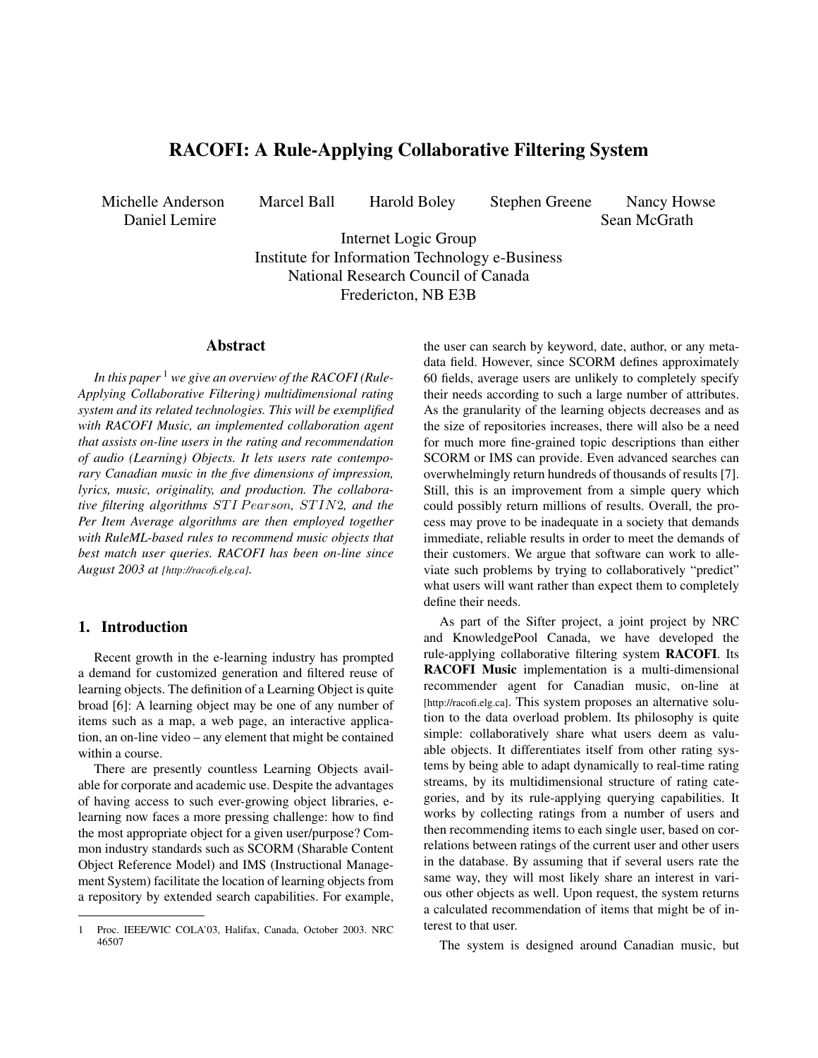# RACOFI: A Rule-Applying Collaborative Filtering System

Michelle Anderson Marcel Ball Harold Boley Stephen Greene Nancy Howse
Daniel Lemire Sean McGrath

Internet Logic Group
Institute for Information Technology e-Business
National Research Council of Canada
Fredericton, NB E3B

## Abstract

*In this paper [1] we give an overview of the RACOFI (Rule-Applying Collaborative Filtering) multidimensional rating system and its related technologies. This will be exemplified with RACOFI Music, an implemented collaboration agent that assists on-line users in the rating and recommendation of audio (Learning) Objects. It lets users rate contemporary Canadian music in the five dimensions of impression, lyrics, music, originality, and production. The collaborative filtering algorithms $STI\,Pearson$, $STIN2$, and the Per Item Average algorithms are then employed together with RuleML-based rules to recommend music objects that best match user queries. RACOFI has been on-line since August 2003 at [http://racofi.elg.ca].*

## 1. Introduction

Recent growth in the e-learning industry has prompted a demand for customized generation and filtered reuse of learning objects. The definition of a Learning Object is quite broad [6]: A learning object may be one of any number of items such as a map, a web page, an interactive application, an on-line video – any element that might be contained within a course.

There are presently countless Learning Objects available for corporate and academic use. Despite the advantages of having access to such ever-growing object libraries, e-learning now faces a more pressing challenge: how to find the most appropriate object for a given user/purpose? Common industry standards such as SCORM (Sharable Content Object Reference Model) and IMS (Instructional Management System) facilitate the location of learning objects from a repository by extended search capabilities. For example, the user can search by keyword, date, author, or any metadata field. However, since SCORM defines approximately 60 fields, average users are unlikely to completely specify their needs according to such a large number of attributes. As the granularity of the learning objects decreases and as the size of repositories increases, there will also be a need for much more fine-grained topic descriptions than either SCORM or IMS can provide. Even advanced searches can overwhelmingly return hundreds of thousands of results [7]. Still, this is an improvement from a simple query which could possibly return millions of results. Overall, the process may prove to be inadequate in a society that demands immediate, reliable results in order to meet the demands of their customers. We argue that software can work to alleviate such problems by trying to collaboratively "predict" what users will want rather than expect them to completely define their needs.

As part of the Sifter project, a joint project by NRC and KnowledgePool Canada, we have developed the rule-applying collaborative filtering system **RACOFI**. Its **RACOFI Music** implementation is a multi-dimensional recommender agent for Canadian music, on-line at [http://racofi.elg.ca]. This system proposes an alternative solution to the data overload problem. Its philosophy is quite simple: collaboratively share what users deem as valuable objects. It differentiates itself from other rating systems by being able to adapt dynamically to real-time rating streams, by its multidimensional structure of rating categories, and by its rule-applying querying capabilities. It works by collecting ratings from a number of users and then recommending items to each single user, based on correlations between ratings of the current user and other users in the database. By assuming that if several users rate the same way, they will most likely share an interest in various other objects as well. Upon request, the system returns a calculated recommendation of items that might be of interest to that user.

The system is designed around Canadian music, but

---

1 Proc. IEEE/WIC COLA'03, Halifax, Canada, October 2003. NRC 46507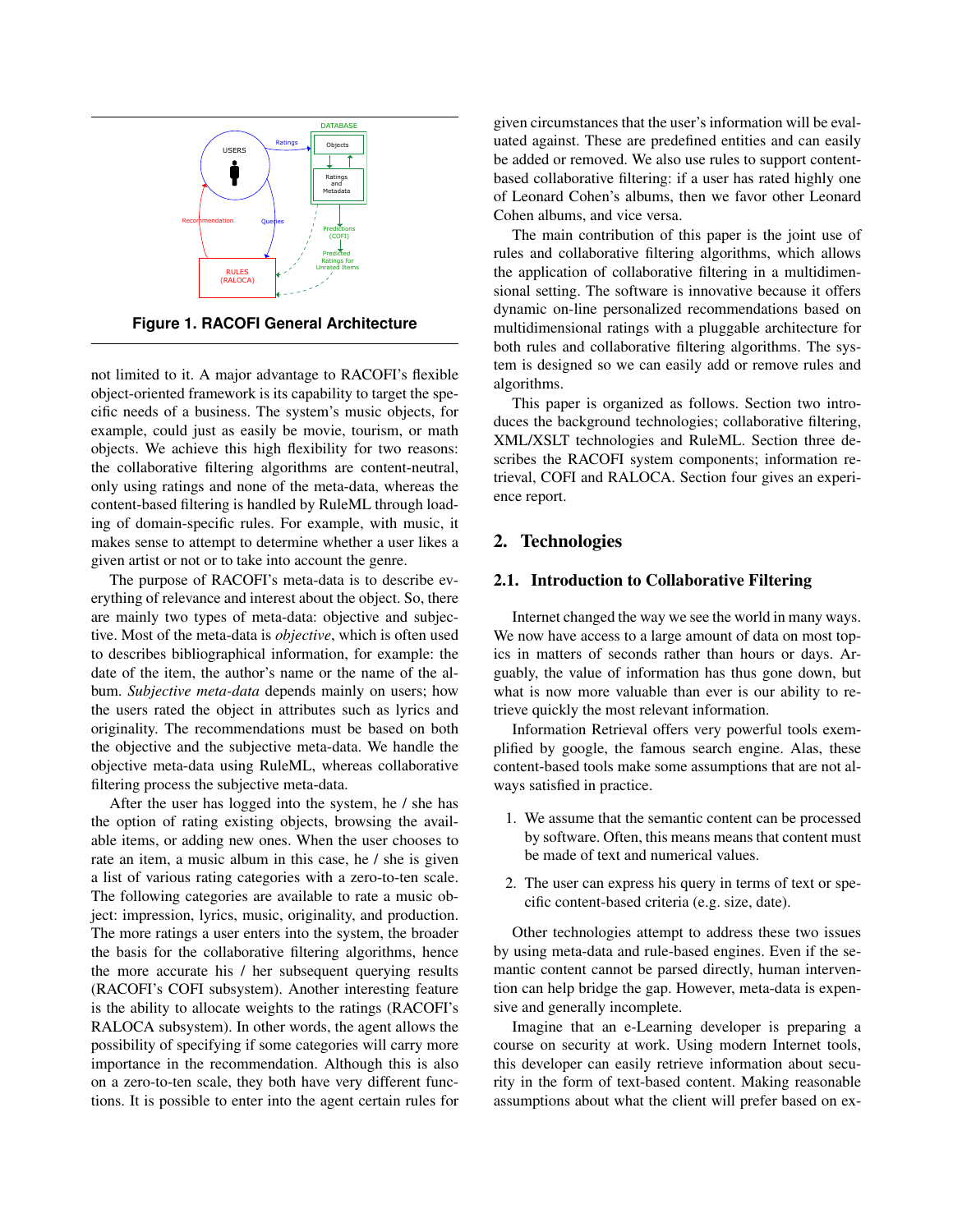Figure 1. RACOFI General Architecture

not limited to it. A major advantage to RACOFI's flexible object-oriented framework is its capability to target the specific needs of a business. The system's music objects, for example, could just as easily be movie, tourism, or math objects. We achieve this high flexibility for two reasons: the collaborative filtering algorithms are content-neutral, only using ratings and none of the meta-data, whereas the content-based filtering is handled by RuleML through loading of domain-specific rules. For example, with music, it makes sense to attempt to determine whether a user likes a given artist or not or to take into account the genre.

The purpose of RACOFI's meta-data is to describe everything of relevance and interest about the object. So, there are mainly two types of meta-data: objective and subjective. Most of the meta-data is *objective*, which is often used to describes bibliographical information, for example: the date of the item, the author's name or the name of the album. *Subjective meta-data* depends mainly on users; how the users rated the object in attributes such as lyrics and originality. The recommendations must be based on both the objective and the subjective meta-data. We handle the objective meta-data using RuleML, whereas collaborative filtering process the subjective meta-data.

After the user has logged into the system, he / she has the option of rating existing objects, browsing the available items, or adding new ones. When the user chooses to rate an item, a music album in this case, he / she is given a list of various rating categories with a zero-to-ten scale. The following categories are available to rate a music object: impression, lyrics, music, originality, and production. The more ratings a user enters into the system, the broader the basis for the collaborative filtering algorithms, hence the more accurate his / her subsequent querying results (RACOFI's COFI subsystem). Another interesting feature is the ability to allocate weights to the ratings (RACOFI's RALOCA subsystem). In other words, the agent allows the possibility of specifying if some categories will carry more importance in the recommendation. Although this is also on a zero-to-ten scale, they both have very different functions. It is possible to enter into the agent certain rules for given circumstances that the user's information will be evaluated against. These are predefined entities and can easily be added or removed. We also use rules to support content-based collaborative filtering: if a user has rated highly one of Leonard Cohen's albums, then we favor other Leonard Cohen albums, and vice versa.

The main contribution of this paper is the joint use of rules and collaborative filtering algorithms, which allows the application of collaborative filtering in a multidimensional setting. The software is innovative because it offers dynamic on-line personalized recommendations based on multidimensional ratings with a pluggable architecture for both rules and collaborative filtering algorithms. The system is designed so we can easily add or remove rules and algorithms.

This paper is organized as follows. Section two introduces the background technologies; collaborative filtering, XML/XSLT technologies and RuleML. Section three describes the RACOFI system components; information retrieval, COFI and RALOCA. Section four gives an experience report.

## 2. Technologies

### 2.1. Introduction to Collaborative Filtering

Internet changed the way we see the world in many ways. We now have access to a large amount of data on most topics in matters of seconds rather than hours or days. Arguably, the value of information has thus gone down, but what is now more valuable than ever is our ability to retrieve quickly the most relevant information.

Information Retrieval offers very powerful tools exemplified by google, the famous search engine. Alas, these content-based tools make some assumptions that are not always satisfied in practice.

1. We assume that the semantic content can be processed by software. Often, this means means that content must be made of text and numerical values.
2. The user can express his query in terms of text or specific content-based criteria (e.g. size, date).

Other technologies attempt to address these two issues by using meta-data and rule-based engines. Even if the semantic content cannot be parsed directly, human intervention can help bridge the gap. However, meta-data is expensive and generally incomplete.

Imagine that an e-Learning developer is preparing a course on security at work. Using modern Internet tools, this developer can easily retrieve information about security in the form of text-based content. Making reasonable assumptions about what the client will prefer based on ex-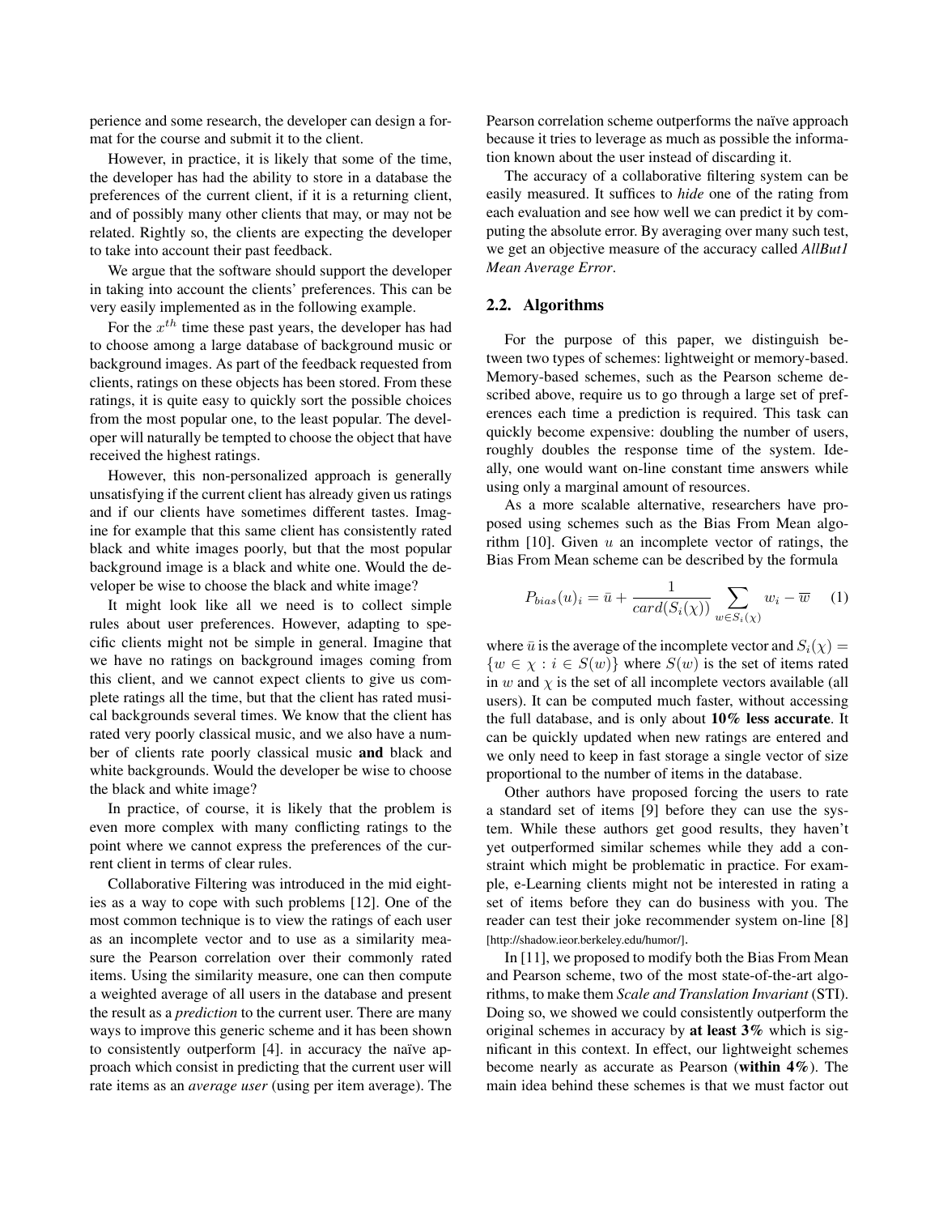perience and some research, the developer can design a format for the course and submit it to the client.

However, in practice, it is likely that some of the time, the developer has had the ability to store in a database the preferences of the current client, if it is a returning client, and of possibly many other clients that may, or may not be related. Rightly so, the clients are expecting the developer to take into account their past feedback.

We argue that the software should support the developer in taking into account the clients' preferences. This can be very easily implemented as in the following example.

For the $x^{th}$ time these past years, the developer has had to choose among a large database of background music or background images. As part of the feedback requested from clients, ratings on these objects has been stored. From these ratings, it is quite easy to quickly sort the possible choices from the most popular one, to the least popular. The developer will naturally be tempted to choose the object that have received the highest ratings.

However, this non-personalized approach is generally unsatisfying if the current client has already given us ratings and if our clients have sometimes different tastes. Imagine for example that this same client has consistently rated black and white images poorly, but that the most popular background image is a black and white one. Would the developer be wise to choose the black and white image?

It might look like all we need is to collect simple rules about user preferences. However, adapting to specific clients might not be simple in general. Imagine that we have no ratings on background images coming from this client, and we cannot expect clients to give us complete ratings all the time, but that the client has rated musical backgrounds several times. We know that the client has rated very poorly classical music, and we also have a number of clients rate poorly classical music **and** black and white backgrounds. Would the developer be wise to choose the black and white image?

In practice, of course, it is likely that the problem is even more complex with many conflicting ratings to the point where we cannot express the preferences of the current client in terms of clear rules.

Collaborative Filtering was introduced in the mid eighties as a way to cope with such problems [12]. One of the most common technique is to view the ratings of each user as an incomplete vector and to use as a similarity measure the Pearson correlation over their commonly rated items. Using the similarity measure, one can then compute a weighted average of all users in the database and present the result as a *prediction* to the current user. There are many ways to improve this generic scheme and it has been shown to consistently outperform [4]. in accuracy the naïve approach which consist in predicting that the current user will rate items as an *average user* (using per item average). The Pearson correlation scheme outperforms the naïve approach because it tries to leverage as much as possible the information known about the user instead of discarding it.

The accuracy of a collaborative filtering system can be easily measured. It suffices to *hide* one of the rating from each evaluation and see how well we can predict it by computing the absolute error. By averaging over many such test, we get an objective measure of the accuracy called *AllBut1 Mean Average Error*.

## 2.2. Algorithms

For the purpose of this paper, we distinguish between two types of schemes: lightweight or memory-based. Memory-based schemes, such as the Pearson scheme described above, require us to go through a large set of preferences each time a prediction is required. This task can quickly become expensive: doubling the number of users, roughly doubles the response time of the system. Ideally, one would want on-line constant time answers while using only a marginal amount of resources.

As a more scalable alternative, researchers have proposed using schemes such as the Bias From Mean algorithm [10]. Given $u$ an incomplete vector of ratings, the Bias From Mean scheme can be described by the formula

$$P_{bias}(u)_i = \bar{u} + \frac{1}{card(S_i(\chi))} \sum_{w \in S_i(\chi)} w_i - \overline{w} \quad (1)$$

where $\bar{u}$ is the average of the incomplete vector and $S_i(\chi) = \{w \in \chi : i \in S(w)\}$ where $S(w)$ is the set of items rated in $w$ and $\chi$ is the set of all incomplete vectors available (all users). It can be computed much faster, without accessing the full database, and is only about **10% less accurate**. It can be quickly updated when new ratings are entered and we only need to keep in fast storage a single vector of size proportional to the number of items in the database.

Other authors have proposed forcing the users to rate a standard set of items [9] before they can use the system. While these authors get good results, they haven't yet outperformed similar schemes while they add a constraint which might be problematic in practice. For example, e-Learning clients might not be interested in rating a set of items before they can do business with you. The reader can test their joke recommender system on-line [8] [http://shadow.ieor.berkeley.edu/humor/].

In [11], we proposed to modify both the Bias From Mean and Pearson scheme, two of the most state-of-the-art algorithms, to make them *Scale and Translation Invariant* (STI). Doing so, we showed we could consistently outperform the original schemes in accuracy by **at least 3%** which is significant in this context. In effect, our lightweight schemes become nearly as accurate as Pearson (**within 4%**). The main idea behind these schemes is that we must factor out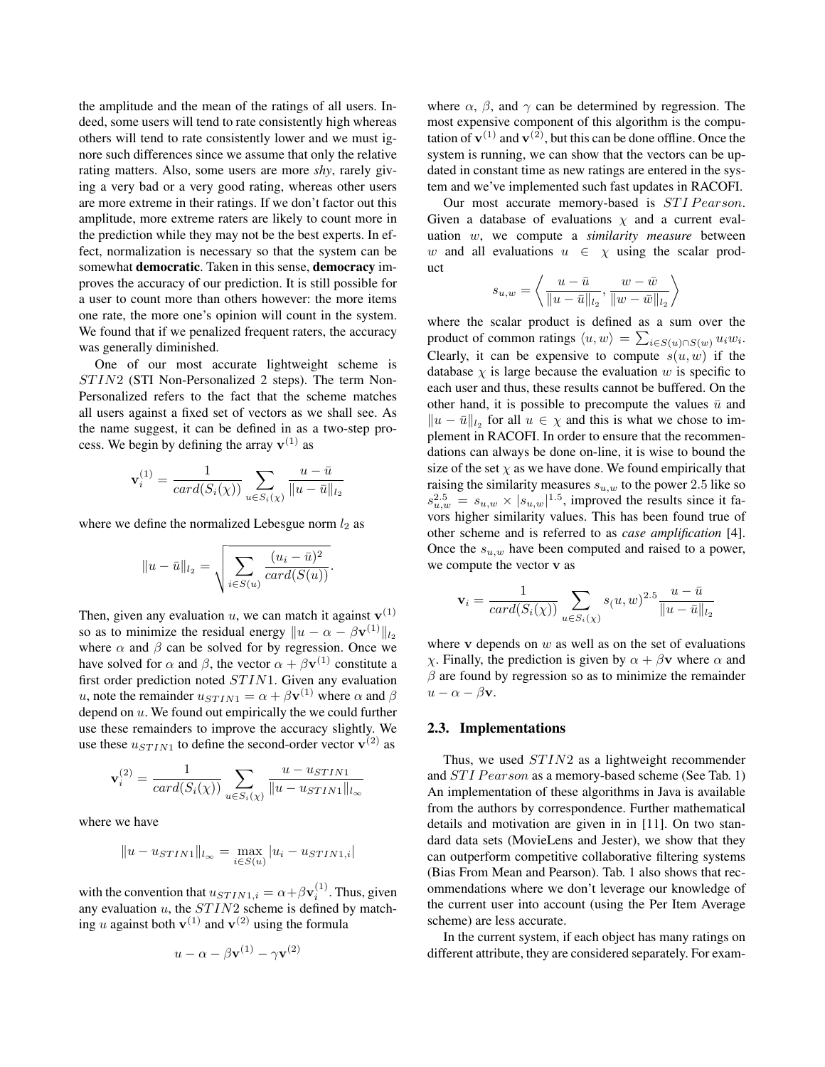the amplitude and the mean of the ratings of all users. Indeed, some users will tend to rate consistently high whereas others will tend to rate consistently lower and we must ignore such differences since we assume that only the relative rating matters. Also, some users are more *shy*, rarely giving a very bad or a very good rating, whereas other users are more extreme in their ratings. If we don't factor out this amplitude, more extreme raters are likely to count more in the prediction while they may not be the best experts. In effect, normalization is necessary so that the system can be somewhat **democratic**. Taken in this sense, **democracy** improves the accuracy of our prediction. It is still possible for a user to count more than others however: the more items one rate, the more one's opinion will count in the system. We found that if we penalized frequent raters, the accuracy was generally diminished.

One of our most accurate lightweight scheme is $STIN2$ (STI Non-Personalized 2 steps). The term Non-Personalized refers to the fact that the scheme matches all users against a fixed set of vectors as we shall see. As the name suggest, it can be defined in as a two-step process. We begin by defining the array $\mathbf{v}^{(1)}$ as

$$\mathbf{v}_i^{(1)} = \frac{1}{card(S_i(\chi))} \sum_{u \in S_i(\chi)} \frac{u - \bar{u}}{\|u - \bar{u}\|_{l_2}}$$

where we define the normalized Lebesgue norm $l_2$ as

$$\|u - \bar{u}\|_{l_2} = \sqrt{\sum_{i \in S(u)} \frac{(u_i - \bar{u})^2}{card(S(u))}}.$$

Then, given any evaluation $u$, we can match it against $\mathbf{v}^{(1)}$ so as to minimize the residual energy $\|u - \alpha - \beta\mathbf{v}^{(1)}\|_{l_2}$ where $\alpha$ and $\beta$ can be solved for by regression. Once we have solved for $\alpha$ and $\beta$, the vector $\alpha + \beta\mathbf{v}^{(1)}$ constitute a first order prediction noted $STIN1$. Given any evaluation $u$, note the remainder $u_{STIN1} = \alpha + \beta\mathbf{v}^{(1)}$ where $\alpha$ and $\beta$ depend on $u$. We found out empirically the we could further use these remainders to improve the accuracy slightly. We use these $u_{STIN1}$ to define the second-order vector $\mathbf{v}^{(2)}$ as

$$\mathbf{v}_i^{(2)} = \frac{1}{card(S_i(\chi))} \sum_{u \in S_i(\chi)} \frac{u - u_{STIN1}}{\|u - u_{STIN1}\|_{l_\infty}}$$

where we have

$$\|u - u_{STIN1}\|_{l_\infty} = \max_{i \in S(u)} |u_i - u_{STIN1,i}|$$

with the convention that $u_{STIN1,i} = \alpha + \beta\mathbf{v}_i^{(1)}$. Thus, given any evaluation $u$, the $STIN2$ scheme is defined by matching $u$ against both $\mathbf{v}^{(1)}$ and $\mathbf{v}^{(2)}$ using the formula

$$u - \alpha - \beta\mathbf{v}^{(1)} - \gamma\mathbf{v}^{(2)}$$

where $\alpha$, $\beta$, and $\gamma$ can be determined by regression. The most expensive component of this algorithm is the computation of $\mathbf{v}^{(1)}$ and $\mathbf{v}^{(2)}$, but this can be done offline. Once the system is running, we can show that the vectors can be updated in constant time as new ratings are entered in the system and we've implemented such fast updates in RACOFI.

Our most accurate memory-based is $STI\,Pearson$. Given a database of evaluations $\chi$ and a current evaluation $w$, we compute a *similarity measure* between $w$ and all evaluations $u \in \chi$ using the scalar product

$$s_{u,w} = \left\langle \frac{u - \bar{u}}{\|u - \bar{u}\|_{l_2}}, \frac{w - \bar{w}}{\|w - \bar{w}\|_{l_2}} \right\rangle$$

where the scalar product is defined as a sum over the product of common ratings $\langle u, w \rangle = \sum_{i \in S(u) \cap S(w)} u_i w_i$. Clearly, it can be expensive to compute $s(u, w)$ if the database $\chi$ is large because the evaluation $w$ is specific to each user and thus, these results cannot be buffered. On the other hand, it is possible to precompute the values $\bar{u}$ and $\|u - \bar{u}\|_{l_2}$ for all $u \in \chi$ and this is what we chose to implement in RACOFI. In order to ensure that the recommendations can always be done on-line, it is wise to bound the size of the set $\chi$ as we have done. We found empirically that raising the similarity measures $s_{u,w}$ to the power 2.5 like so $s_{u,w}^{2.5} = s_{u,w} \times |s_{u,w}|^{1.5}$, improved the results since it favors higher similarity values. This has been found true of other scheme and is referred to as *case amplification* [4]. Once the $s_{u,w}$ have been computed and raised to a power, we compute the vector $\mathbf{v}$ as

$$\mathbf{v}_i = \frac{1}{card(S_i(\chi))} \sum_{u \in S_i(\chi)} s_(u, w)^{2.5} \frac{u - \bar{u}}{\|u - \bar{u}\|_{l_2}}$$

where $\mathbf{v}$ depends on $w$ as well as on the set of evaluations $\chi$. Finally, the prediction is given by $\alpha + \beta\mathbf{v}$ where $\alpha$ and $\beta$ are found by regression so as to minimize the remainder $u - \alpha - \beta\mathbf{v}$.

## 2.3. Implementations

Thus, we used $STIN2$ as a lightweight recommender and $STI\,Pearson$ as a memory-based scheme (See Tab. 1) An implementation of these algorithms in Java is available from the authors by correspondence. Further mathematical details and motivation are given in in [11]. On two standard data sets (MovieLens and Jester), we show that they can outperform competitive collaborative filtering systems (Bias From Mean and Pearson). Tab. 1 also shows that recommendations where we don't leverage our knowledge of the current user into account (using the Per Item Average scheme) are less accurate.

In the current system, if each object has many ratings on different attribute, they are considered separately. For exam-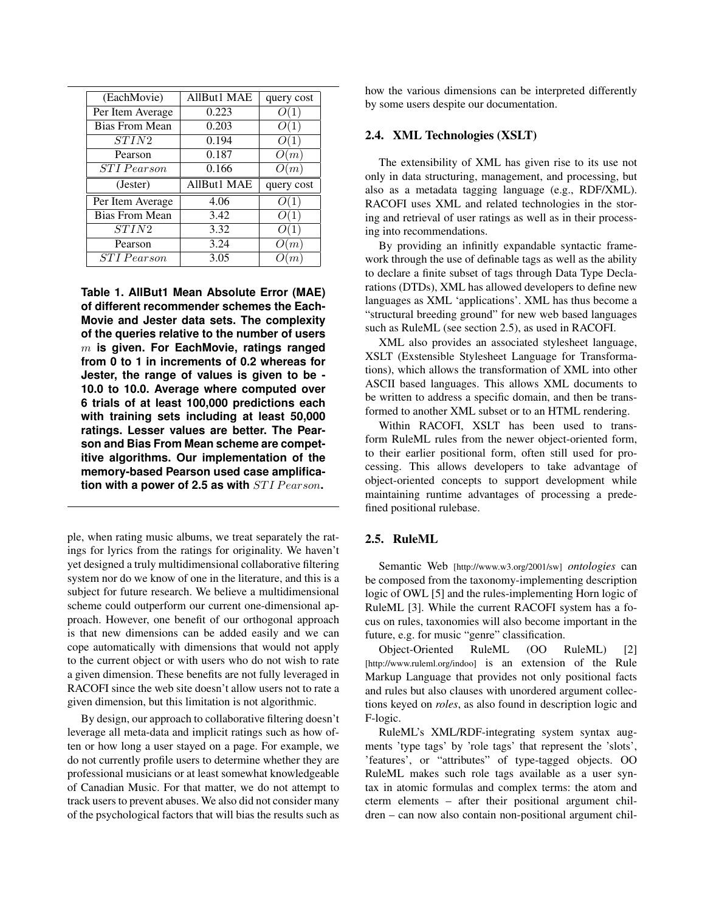| (EachMovie) | AllBut1 MAE | query cost |
| --- | --- | --- |
| Per Item Average | 0.223 | $O(1)$ |
| Bias From Mean | 0.203 | $O(1)$ |
| $STIN2$ | 0.194 | $O(1)$ |
| Pearson | 0.187 | $O(m)$ |
| $STI\,Pearson$ | 0.166 | $O(m)$ |
| (Jester) | AllBut1 MAE | query cost |
| Per Item Average | 4.06 | $O(1)$ |
| Bias From Mean | 3.42 | $O(1)$ |
| $STIN2$ | 3.32 | $O(1)$ |
| Pearson | 3.24 | $O(m)$ |
| $STI\,Pearson$ | 3.05 | $O(m)$ |

**Table 1. AllBut1 Mean Absolute Error (MAE) of different recommender schemes the EachMovie and Jester data sets. The complexity of the queries relative to the number of users $m$ is given. For EachMovie, ratings ranged from 0 to 1 in increments of 0.2 whereas for Jester, the range of values is given to be -10.0 to 10.0. Average where computed over 6 trials of at least 100,000 predictions each with training sets including at least 50,000 ratings. Lesser values are better. The Pearson and Bias From Mean scheme are competitive algorithms. Our implementation of the memory-based Pearson used case amplification with a power of 2.5 as with $STI\,Pearson$.**

ple, when rating music albums, we treat separately the ratings for lyrics from the ratings for originality. We haven't yet designed a truly multidimensional collaborative filtering system nor do we know of one in the literature, and this is a subject for future research. We believe a multidimensional scheme could outperform our current one-dimensional approach. However, one benefit of our orthogonal approach is that new dimensions can be added easily and we can cope automatically with dimensions that would not apply to the current object or with users who do not wish to rate a given dimension. These benefits are not fully leveraged in RACOFI since the web site doesn't allow users not to rate a given dimension, but this limitation is not algorithmic.

By design, our approach to collaborative filtering doesn't leverage all meta-data and implicit ratings such as how often or how long a user stayed on a page. For example, we do not currently profile users to determine whether they are professional musicians or at least somewhat knowledgeable of Canadian Music. For that matter, we do not attempt to track users to prevent abuses. We also did not consider many of the psychological factors that will bias the results such as how the various dimensions can be interpreted differently by some users despite our documentation.

### 2.4. XML Technologies (XSLT)

The extensibility of XML has given rise to its use not only in data structuring, management, and processing, but also as a metadata tagging language (e.g., RDF/XML). RACOFI uses XML and related technologies in the storing and retrieval of user ratings as well as in their processing into recommendations.

By providing an infinitly expandable syntactic framework through the use of definable tags as well as the ability to declare a finite subset of tags through Data Type Declarations (DTDs), XML has allowed developers to define new languages as XML 'applications'. XML has thus become a "structural breeding ground" for new web based languages such as RuleML (see section 2.5), as used in RACOFI.

XML also provides an associated stylesheet language, XSLT (Exstensible Stylesheet Language for Transformations), which allows the transformation of XML into other ASCII based languages. This allows XML documents to be written to address a specific domain, and then be transformed to another XML subset or to an HTML rendering.

Within RACOFI, XSLT has been used to transform RuleML rules from the newer object-oriented form, to their earlier positional form, often still used for processing. This allows developers to take advantage of object-oriented concepts to support development while maintaining runtime advantages of processing a predefined positional rulebase.

### 2.5. RuleML

Semantic Web [http://www.w3.org/2001/sw] *ontologies* can be composed from the taxonomy-implementing description logic of OWL [5] and the rules-implementing Horn logic of RuleML [3]. While the current RACOFI system has a focus on rules, taxonomies will also become important in the future, e.g. for music "genre" classification.

Object-Oriented RuleML (OO RuleML) [2] [http://www.ruleml.org/indoo] is an extension of the Rule Markup Language that provides not only positional facts and rules but also clauses with unordered argument collections keyed on *roles*, as also found in description logic and F-logic.

RuleML's XML/RDF-integrating system syntax augments 'type tags' by 'role tags' that represent the 'slots', 'features', or "attributes" of type-tagged objects. OO RuleML makes such role tags available as a user syntax in atomic formulas and complex terms: the atom and cterm elements – after their positional argument children – can now also contain non-positional argument chil-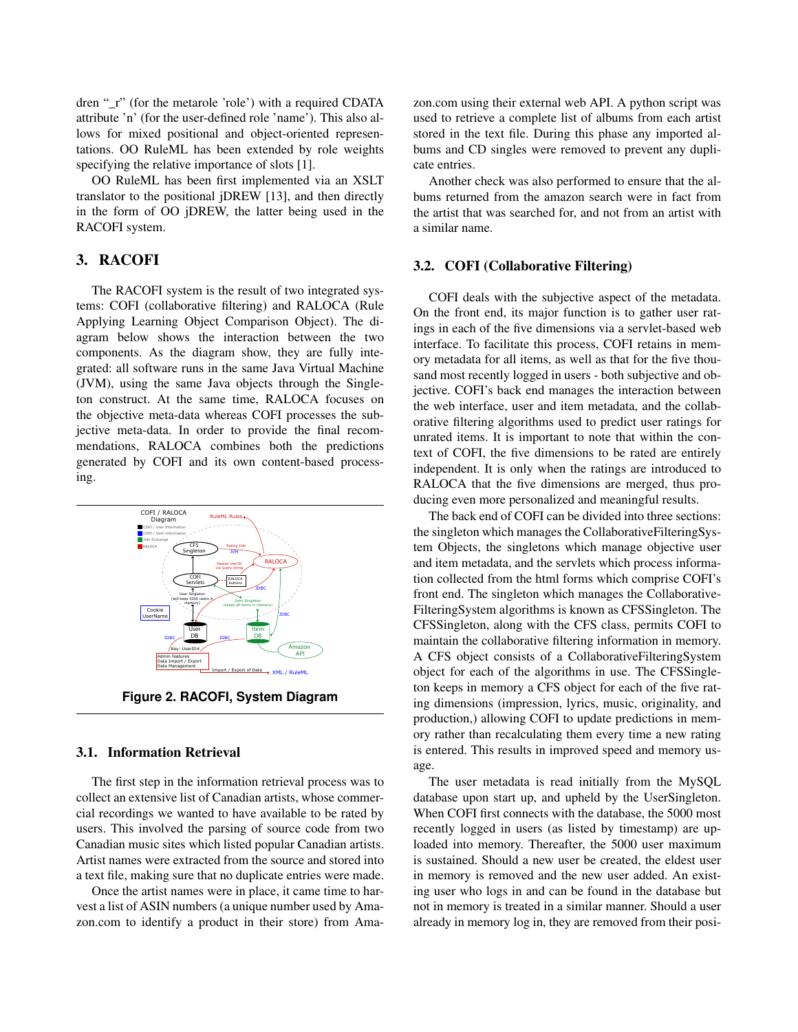dren "_r" (for the metarole 'role') with a required CDATA attribute 'n' (for the user-defined role 'name'). This also allows for mixed positional and object-oriented representations. OO RuleML has been extended by role weights specifying the relative importance of slots [1].

OO RuleML has been first implemented via an XSLT translator to the positional jDREW [13], and then directly in the form of OO jDREW, the latter being used in the RACOFI system.

## 3. RACOFI

The RACOFI system is the result of two integrated systems: COFI (collaborative filtering) and RALOCA (Rule Applying Learning Object Comparison Object). The diagram below shows the interaction between the two components. As the diagram show, they are fully integrated: all software runs in the same Java Virtual Machine (JVM), using the same Java objects through the Singleton construct. At the same time, RALOCA focuses on the objective meta-data whereas COFI processes the subjective meta-data. In order to provide the final recommendations, RALOCA combines both the predictions generated by COFI and its own content-based processing.

**Figure 2. RACOFI, System Diagram**

### 3.1. Information Retrieval

The first step in the information retrieval process was to collect an extensive list of Canadian artists, whose commercial recordings we wanted to have available to be rated by users. This involved the parsing of source code from two Canadian music sites which listed popular Canadian artists. Artist names were extracted from the source and stored into a text file, making sure that no duplicate entries were made.

Once the artist names were in place, it came time to harvest a list of ASIN numbers (a unique number used by Amazon.com to identify a product in their store) from Amazon.com using their external web API. A python script was used to retrieve a complete list of albums from each artist stored in the text file. During this phase any imported albums and CD singles were removed to prevent any duplicate entries.

Another check was also performed to ensure that the albums returned from the amazon search were in fact from the artist that was searched for, and not from an artist with a similar name.

### 3.2. COFI (Collaborative Filtering)

COFI deals with the subjective aspect of the metadata. On the front end, its major function is to gather user ratings in each of the five dimensions via a servlet-based web interface. To facilitate this process, COFI retains in memory metadata for all items, as well as that for the five thousand most recently logged in users - both subjective and objective. COFI's back end manages the interaction between the web interface, user and item metadata, and the collaborative filtering algorithms used to predict user ratings for unrated items. It is important to note that within the context of COFI, the five dimensions to be rated are entirely independent. It is only when the ratings are introduced to RALOCA that the five dimensions are merged, thus producing even more personalized and meaningful results.

The back end of COFI can be divided into three sections: the singleton which manages the CollaborativeFilteringSystem Objects, the singletons which manage objective user and item metadata, and the servlets which process information collected from the html forms which comprise COFI's front end. The singleton which manages the CollaborativeFilteringSystem algorithms is known as CFSSingleton. The CFSSingleton, along with the CFS class, permits COFI to maintain the collaborative filtering information in memory. A CFS object consists of a CollaborativeFilteringSystem object for each of the algorithms in use. The CFSSingleton keeps in memory a CFS object for each of the five rating dimensions (impression, lyrics, music, originality, and production,) allowing COFI to update predictions in memory rather than recalculating them every time a new rating is entered. This results in improved speed and memory usage.

The user metadata is read initially from the MySQL database upon start up, and upheld by the UserSingleton. When COFI first connects with the database, the 5000 most recently logged in users (as listed by timestamp) are uploaded into memory. Thereafter, the 5000 user maximum is sustained. Should a new user be created, the eldest user in memory is removed and the new user added. An existing user who logs in and can be found in the database but not in memory is treated in a similar manner. Should a user already in memory log in, they are removed from their posi-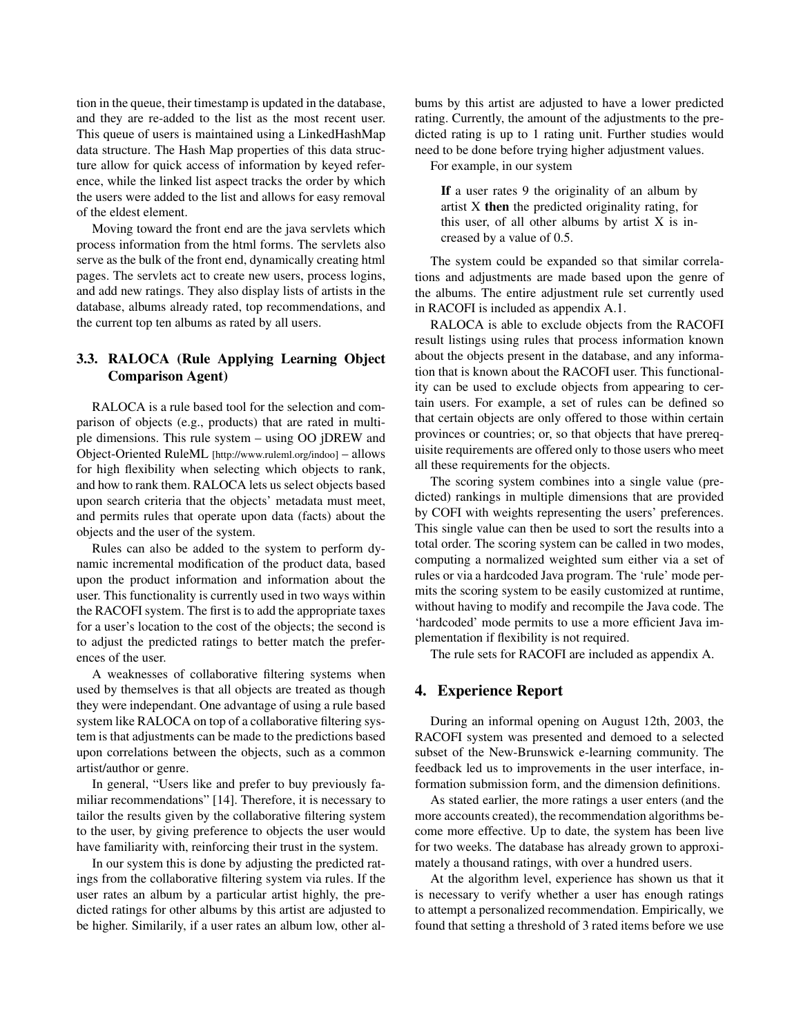tion in the queue, their timestamp is updated in the database, and they are re-added to the list as the most recent user. This queue of users is maintained using a LinkedHashMap data structure. The Hash Map properties of this data structure allow for quick access of information by keyed reference, while the linked list aspect tracks the order by which the users were added to the list and allows for easy removal of the eldest element.

Moving toward the front end are the java servlets which process information from the html forms. The servlets also serve as the bulk of the front end, dynamically creating html pages. The servlets act to create new users, process logins, and add new ratings. They also display lists of artists in the database, albums already rated, top recommendations, and the current top ten albums as rated by all users.

### 3.3. RALOCA (Rule Applying Learning Object Comparison Agent)

RALOCA is a rule based tool for the selection and comparison of objects (e.g., products) that are rated in multiple dimensions. This rule system – using OO jDREW and Object-Oriented RuleML [http://www.ruleml.org/indoo] – allows for high flexibility when selecting which objects to rank, and how to rank them. RALOCA lets us select objects based upon search criteria that the objects' metadata must meet, and permits rules that operate upon data (facts) about the objects and the user of the system.

Rules can also be added to the system to perform dynamic incremental modification of the product data, based upon the product information and information about the user. This functionality is currently used in two ways within the RACOFI system. The first is to add the appropriate taxes for a user's location to the cost of the objects; the second is to adjust the predicted ratings to better match the preferences of the user.

A weaknesses of collaborative filtering systems when used by themselves is that all objects are treated as though they were independant. One advantage of using a rule based system like RALOCA on top of a collaborative filtering system is that adjustments can be made to the predictions based upon correlations between the objects, such as a common artist/author or genre.

In general, "Users like and prefer to buy previously familiar recommendations" [14]. Therefore, it is necessary to tailor the results given by the collaborative filtering system to the user, by giving preference to objects the user would have familiarity with, reinforcing their trust in the system.

In our system this is done by adjusting the predicted ratings from the collaborative filtering system via rules. If the user rates an album by a particular artist highly, the predicted ratings for other albums by this artist are adjusted to be higher. Similarily, if a user rates an album low, other albums by this artist are adjusted to have a lower predicted rating. Currently, the amount of the adjustments to the predicted rating is up to 1 rating unit. Further studies would need to be done before trying higher adjustment values.

For example, in our system

> **If** a user rates 9 the originality of an album by artist X **then** the predicted originality rating, for this user, of all other albums by artist X is increased by a value of 0.5.

The system could be expanded so that similar correlations and adjustments are made based upon the genre of the albums. The entire adjustment rule set currently used in RACOFI is included as appendix A.1.

RALOCA is able to exclude objects from the RACOFI result listings using rules that process information known about the objects present in the database, and any information that is known about the RACOFI user. This functionality can be used to exclude objects from appearing to certain users. For example, a set of rules can be defined so that certain objects are only offered to those within certain provinces or countries; or, so that objects that have prerequisite requirements are offered only to those users who meet all these requirements for the objects.

The scoring system combines into a single value (predicted) rankings in multiple dimensions that are provided by COFI with weights representing the users' preferences. This single value can then be used to sort the results into a total order. The scoring system can be called in two modes, computing a normalized weighted sum either via a set of rules or via a hardcoded Java program. The 'rule' mode permits the scoring system to be easily customized at runtime, without having to modify and recompile the Java code. The 'hardcoded' mode permits to use a more efficient Java implementation if flexibility is not required.

The rule sets for RACOFI are included as appendix A.

## 4. Experience Report

During an informal opening on August 12th, 2003, the RACOFI system was presented and demoed to a selected subset of the New-Brunswick e-learning community. The feedback led us to improvements in the user interface, information submission form, and the dimension definitions.

As stated earlier, the more ratings a user enters (and the more accounts created), the recommendation algorithms become more effective. Up to date, the system has been live for two weeks. The database has already grown to approximately a thousand ratings, with over a hundred users.

At the algorithm level, experience has shown us that it is necessary to verify whether a user has enough ratings to attempt a personalized recommendation. Empirically, we found that setting a threshold of 3 rated items before we use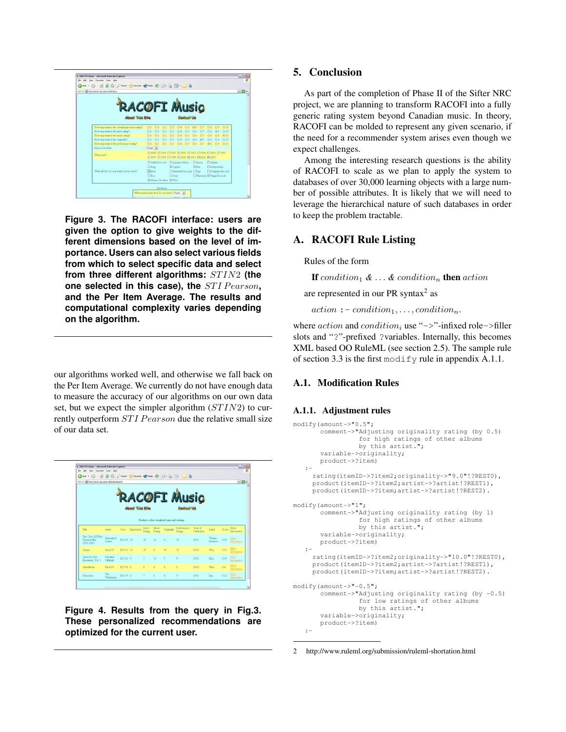**Figure 3. The RACOFI interface: users are given the option to give weights to the different dimensions based on the level of importance. Users can also select various fields from which to select specific data and select from three different algorithms: $STIN2$ (the one selected in this case), the $STI\,Pearson$, and the Per Item Average. The results and computational complexity varies depending on the algorithm.**

our algorithms worked well, and otherwise we fall back on the Per Item Average. We currently do not have enough data to measure the accuracy of our algorithms on our own data set, but we expect the simpler algorithm ($STIN2$) to currently outperform $STI\,Pearson$ due the relative small size of our data set.

**Figure 4. Results from the query in Fig.3. These personalized recommendations are optimized for the current user.**

## 5. Conclusion

As part of the completion of Phase II of the Sifter NRC project, we are planning to transform RACOFI into a fully generic rating system beyond Canadian music. In theory, RACOFI can be molded to represent any given scenario, if the need for a recommender system arises even though we expect challenges.

Among the interesting research questions is the ability of RACOFI to scale as we plan to apply the system to databases of over 30,000 learning objects with a large number of possible attributes. It is likely that we will need to leverage the hierarchical nature of such databases in order to keep the problem tractable.

## A. RACOFI Rule Listing

Rules of the form

**If** $condition_1$ *&* ... *&* $condition_n$ **then** $action$

are represented in our PR syntax[2] as

$action$ :- $condition_1, \ldots, condition_n$.

where $action$ and $condition_i$ use "->"-infixed role->filler slots and "?"-prefixed ?variables. Internally, this becomes XML based OO RuleML (see section 2.5). The sample rule of section 3.3 is the first `modify` rule in appendix A.1.1.

### A.1. Modification Rules

#### A.1.1. Adjustment rules

```
modify(amount->"0.5";
       comment->"Adjusting originality rating (by 0.5)
                for high ratings of other albums
                by this artist.";
       variable->originality;
       product->?item)
   :-
     rating(itemID->?item2;originality->"9.0"!?REST0),
     product(itemID->?item2;artist->?artist!?REST1),
     product(itemID->?item;artist->?artist!?REST2).

modify(amount->"1";
       comment->"Adjusting originality rating (by 1)
                for high ratings of other albums
                by this artist.";
       variable->originality;
       product->?item)
   :-
     rating(itemID->?item2;originality->"10.0"!?REST0),
     product(itemID->?item2;artist->?artist!?REST1),
     product(itemID->?item;artist->?artist!?REST2).

modify(amount->"-0.5";
       comment->"Adjusting originality rating (by -0.5)
                for low ratings of other albums
                by this artist.";
       variable->originality;
       product->?item)
   :-
```

2 http://www.ruleml.org/submission/ruleml-shortation.html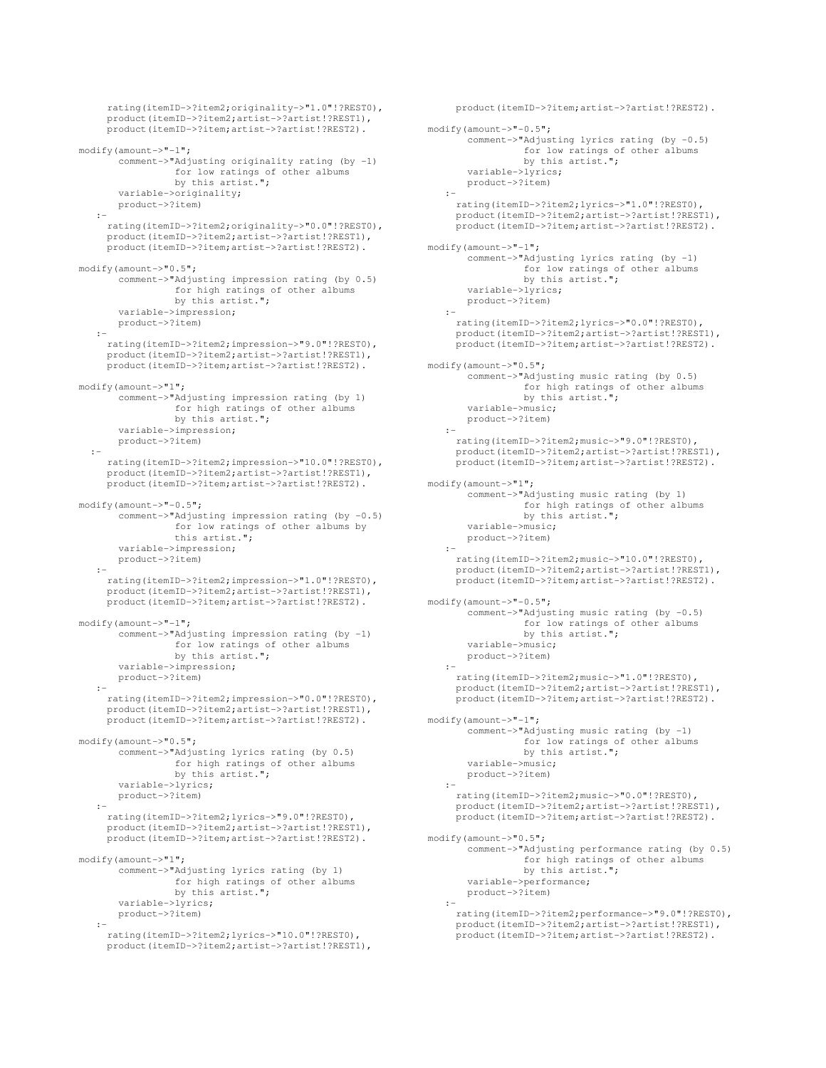```
      rating(itemID->?item2;originality->"1.0"!?REST0),
      product(itemID->?item2;artist->?artist!?REST1),
      product(itemID->?item;artist->?artist!?REST2).

modify(amount->"-1";
       comment->"Adjusting originality rating (by -1)
                for low ratings of other albums
                by this artist.";
       variable->originality;
       product->?item)
    :-
      rating(itemID->?item2;originality->"0.0"!?REST0),
      product(itemID->?item2;artist->?artist!?REST1),
      product(itemID->?item;artist->?artist!?REST2).

modify(amount->"0.5";
       comment->"Adjusting impression rating (by 0.5)
                for high ratings of other albums
                by this artist.";
       variable->impression;
       product->?item)
    :-
      rating(itemID->?item2;impression->"9.0"!?REST0),
      product(itemID->?item2;artist->?artist!?REST1),
      product(itemID->?item;artist->?artist!?REST2).

modify(amount->"1";
       comment->"Adjusting impression rating (by 1)
                for high ratings of other albums
                by this artist.";
       variable->impression;
       product->?item)
   :-
      rating(itemID->?item2;impression->"10.0"!?REST0),
      product(itemID->?item2;artist->?artist!?REST1),
      product(itemID->?item;artist->?artist!?REST2).

modify(amount->"-0.5";
       comment->"Adjusting impression rating (by -0.5)
                for low ratings of other albums by
                this artist.";
       variable->impression;
       product->?item)
    :-
      rating(itemID->?item2;impression->"1.0"!?REST0),
      product(itemID->?item2;artist->?artist!?REST1),
      product(itemID->?item;artist->?artist!?REST2).

modify(amount->"-1";
       comment->"Adjusting impression rating (by -1)
                for low ratings of other albums
                by this artist.";
       variable->impression;
       product->?item)
    :-
      rating(itemID->?item2;impression->"0.0"!?REST0),
      product(itemID->?item2;artist->?artist!?REST1),
      product(itemID->?item;artist->?artist!?REST2).

modify(amount->"0.5";
       comment->"Adjusting lyrics rating (by 0.5)
                for high ratings of other albums
                by this artist.";
       variable->lyrics;
       product->?item)
    :-
      rating(itemID->?item2;lyrics->"9.0"!?REST0),
      product(itemID->?item2;artist->?artist!?REST1),
      product(itemID->?item;artist->?artist!?REST2).

modify(amount->"1";
       comment->"Adjusting lyrics rating (by 1)
                for high ratings of other albums
                by this artist.";
       variable->lyrics;
       product->?item)
    :-
      rating(itemID->?item2;lyrics->"10.0"!?REST0),
      product(itemID->?item2;artist->?artist!?REST1),
      product(itemID->?item;artist->?artist!?REST2).

modify(amount->"-0.5";
       comment->"Adjusting lyrics rating (by -0.5)
                for low ratings of other albums
                by this artist.";
       variable->lyrics;
       product->?item)
    :-
      rating(itemID->?item2;lyrics->"1.0"!?REST0),
      product(itemID->?item2;artist->?artist!?REST1),
      product(itemID->?item;artist->?artist!?REST2).

modify(amount->"-1";
       comment->"Adjusting lyrics rating (by -1)
                for low ratings of other albums
                by this artist.";
       variable->lyrics;
       product->?item)
    :-
      rating(itemID->?item2;lyrics->"0.0"!?REST0),
      product(itemID->?item2;artist->?artist!?REST1),
      product(itemID->?item;artist->?artist!?REST2).

modify(amount->"0.5";
       comment->"Adjusting music rating (by 0.5)
                for high ratings of other albums
                by this artist.";
       variable->music;
       product->?item)
    :-
      rating(itemID->?item2;music->"9.0"!?REST0),
      product(itemID->?item2;artist->?artist!?REST1),
      product(itemID->?item;artist->?artist!?REST2).

modify(amount->"1";
       comment->"Adjusting music rating (by 1)
                for high ratings of other albums
                by this artist.";
       variable->music;
       product->?item)
    :-
      rating(itemID->?item2;music->"10.0"!?REST0),
      product(itemID->?item2;artist->?artist!?REST1),
      product(itemID->?item;artist->?artist!?REST2).

modify(amount->"-0.5";
       comment->"Adjusting music rating (by -0.5)
                for low ratings of other albums
                by this artist.";
       variable->music;
       product->?item)
    :-
      rating(itemID->?item2;music->"1.0"!?REST0),
      product(itemID->?item2;artist->?artist!?REST1),
      product(itemID->?item;artist->?artist!?REST2).

modify(amount->"-1";
       comment->"Adjusting music rating (by -1)
                for low ratings of other albums
                by this artist.";
       variable->music;
       product->?item)
    :-
      rating(itemID->?item2;music->"0.0"!?REST0),
      product(itemID->?item2;artist->?artist!?REST1),
      product(itemID->?item;artist->?artist!?REST2).

modify(amount->"0.5";
       comment->"Adjusting performance rating (by 0.5)
                for high ratings of other albums
                by this artist.";
       variable->performance;
       product->?item)
    :-
      rating(itemID->?item2;performance->"9.0"!?REST0),
      product(itemID->?item2;artist->?artist!?REST1),
      product(itemID->?item;artist->?artist!?REST2).
```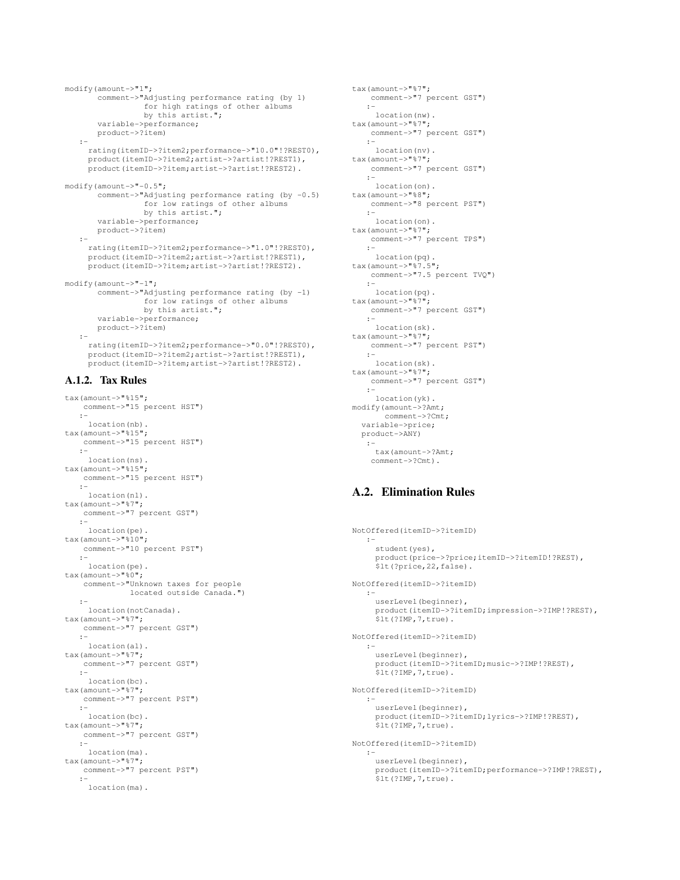```
modify(amount->"1";
       comment->"Adjusting performance rating (by 1)
                 for high ratings of other albums
                 by this artist.";
       variable->performance;
       product->?item)
   :-
     rating(itemID->?item2;performance->"10.0"!?REST0),
     product(itemID->?item2;artist->?artist!?REST1),
     product(itemID->?item;artist->?artist!?REST2).

modify(amount->"-0.5";
       comment->"Adjusting performance rating (by -0.5)
                 for low ratings of other albums
                 by this artist.";
       variable->performance;
       product->?item)
   :-
     rating(itemID->?item2;performance->"1.0"!?REST0),
     product(itemID->?item2;artist->?artist!?REST1),
     product(itemID->?item;artist->?artist!?REST2).

modify(amount->"-1";
       comment->"Adjusting performance rating (by -1)
                 for low ratings of other albums
                 by this artist.";
       variable->performance;
       product->?item)
   :-
     rating(itemID->?item2;performance->"0.0"!?REST0),
     product(itemID->?item2;artist->?artist!?REST1),
     product(itemID->?item;artist->?artist!?REST2).
```

### A.1.2. Tax Rules

```
tax(amount->"%15";
    comment->"15 percent HST")
   :-
     location(nb).
tax(amount->"%15";
    comment->"15 percent HST")
   :-
     location(ns).
tax(amount->"%15";
    comment->"15 percent HST")
   :-
     location(nl).
tax(amount->"%7";
    comment->"7 percent GST")
   :-
     location(pe).
tax(amount->"%10";
    comment->"10 percent PST")
   :-
     location(pe).
tax(amount->"%0";
    comment->"Unknown taxes for people
              located outside Canada.")
   :-
     location(notCanada).
tax(amount->"%7";
    comment->"7 percent GST")
   :-
     location(al).
tax(amount->"%7";
    comment->"7 percent GST")
   :-
     location(bc).
tax(amount->"%7";
    comment->"7 percent PST")
   :-
     location(bc).
tax(amount->"%7";
    comment->"7 percent GST")
   :-
     location(ma).
tax(amount->"%7";
    comment->"7 percent PST")
   :-
     location(ma).
tax(amount->"%7";
    comment->"7 percent GST")
   :-
     location(nw).
tax(amount->"%7";
    comment->"7 percent GST")
   :-
     location(nv).
tax(amount->"%7";
    comment->"7 percent GST")
   :-
     location(on).
tax(amount->"%8";
    comment->"8 percent PST")
   :-
     location(on).
tax(amount->"%7";
    comment->"7 percent TPS")
   :-
     location(pq).
tax(amount->"%7.5";
    comment->"7.5 percent TVQ")
   :-
     location(pq).
tax(amount->"%7";
    comment->"7 percent GST")
   :-
     location(sk).
tax(amount->"%7";
    comment->"7 percent PST")
   :-
     location(sk).
tax(amount->"%7";
    comment->"7 percent GST")
   :-
     location(yk).
modify(amount->?Amt;
       comment->?Cmt;
  variable->price;
  product->ANY)
   :-
     tax(amount->?Amt;
    comment->?Cmt).
```

## A.2. Elimination Rules

```
NotOffered(itemID->?itemID)
   :-
     student(yes),
     product(price->?price;itemID->?itemID!?REST),
     $lt(?price,22,false).

NotOffered(itemID->?itemID)
   :-
     userLevel(beginner),
     product(itemID->?itemID;impression->?IMP!?REST),
     $lt(?IMP,7,true).

NotOffered(itemID->?itemID)
   :-
     userLevel(beginner),
     product(itemID->?itemID;music->?IMP!?REST),
     $lt(?IMP,7,true).

NotOffered(itemID->?itemID)
   :-
     userLevel(beginner),
     product(itemID->?itemID;lyrics->?IMP!?REST),
     $lt(?IMP,7,true).

NotOffered(itemID->?itemID)
   :-
     userLevel(beginner),
     product(itemID->?itemID;performance->?IMP!?REST),
     $lt(?IMP,7,true).
```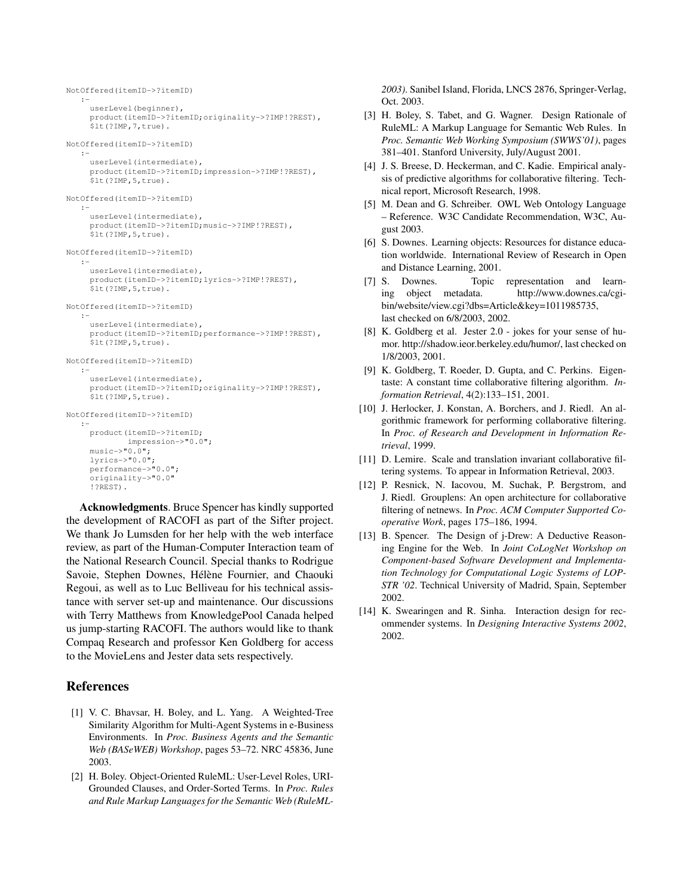```
NotOffered(itemID->?itemID)
   :-
     userLevel(beginner),
     product(itemID->?itemID;originality->?IMP!?REST),
     $lt(?IMP,7,true).

NotOffered(itemID->?itemID)
   :-
     userLevel(intermediate),
     product(itemID->?itemID;impression->?IMP!?REST),
     $lt(?IMP,5,true).

NotOffered(itemID->?itemID)
   :-
     userLevel(intermediate),
     product(itemID->?itemID;music->?IMP!?REST),
     $lt(?IMP,5,true).

NotOffered(itemID->?itemID)
   :-
     userLevel(intermediate),
     product(itemID->?itemID;lyrics->?IMP!?REST),
     $lt(?IMP,5,true).

NotOffered(itemID->?itemID)
   :-
     userLevel(intermediate),
     product(itemID->?itemID;performance->?IMP!?REST),
     $lt(?IMP,5,true).

NotOffered(itemID->?itemID)
   :-
     userLevel(intermediate),
     product(itemID->?itemID;originality->?IMP!?REST),
     $lt(?IMP,5,true).

NotOffered(itemID->?itemID)
   :-
     product(itemID->?itemID;
             impression->"0.0";
     music->"0.0";
     lyrics->"0.0";
     performance->"0.0";
     originality->"0.0"
     !?REST).
```

**Acknowledgments**. Bruce Spencer has kindly supported the development of RACOFI as part of the Sifter project. We thank Jo Lumsden for her help with the web interface review, as part of the Human-Computer Interaction team of the National Research Council. Special thanks to Rodrigue Savoie, Stephen Downes, Hélène Fournier, and Chaouki Regoui, as well as to Luc Belliveau for his technical assistance with server set-up and maintenance. Our discussions with Terry Matthews from KnowledgePool Canada helped us jump-starting RACOFI. The authors would like to thank Compaq Research and professor Ken Goldberg for access to the MovieLens and Jester data sets respectively.

## References

[1] V. C. Bhavsar, H. Boley, and L. Yang. A Weighted-Tree Similarity Algorithm for Multi-Agent Systems in e-Business Environments. In *Proc. Business Agents and the Semantic Web (BASeWEB) Workshop*, pages 53–72. NRC 45836, June 2003.

[2] H. Boley. Object-Oriented RuleML: User-Level Roles, URI-Grounded Clauses, and Order-Sorted Terms. In *Proc. Rules and Rule Markup Languages for the Semantic Web (RuleML-2003)*. Sanibel Island, Florida, LNCS 2876, Springer-Verlag, Oct. 2003.

[3] H. Boley, S. Tabet, and G. Wagner. Design Rationale of RuleML: A Markup Language for Semantic Web Rules. In *Proc. Semantic Web Working Symposium (SWWS'01)*, pages 381–401. Stanford University, July/August 2001.

[4] J. S. Breese, D. Heckerman, and C. Kadie. Empirical analysis of predictive algorithms for collaborative filtering. Technical report, Microsoft Research, 1998.

[5] M. Dean and G. Schreiber. OWL Web Ontology Language – Reference. W3C Candidate Recommendation, W3C, August 2003.

[6] S. Downes. Learning objects: Resources for distance education worldwide. International Review of Research in Open and Distance Learning, 2001.

[7] S. Downes. Topic representation and learning object metadata. http://www.downes.ca/cgi-bin/website/view.cgi?dbs=Article&key=1011985735, last checked on 6/8/2003, 2002.

[8] K. Goldberg et al. Jester 2.0 - jokes for your sense of humor. http://shadow.ieor.berkeley.edu/humor/, last checked on 1/8/2003, 2001.

[9] K. Goldberg, T. Roeder, D. Gupta, and C. Perkins. Eigentaste: A constant time collaborative filtering algorithm. *Information Retrieval*, 4(2):133–151, 2001.

[10] J. Herlocker, J. Konstan, A. Borchers, and J. Riedl. An algorithmic framework for performing collaborative filtering. In *Proc. of Research and Development in Information Retrieval*, 1999.

[11] D. Lemire. Scale and translation invariant collaborative filtering systems. To appear in Information Retrieval, 2003.

[12] P. Resnick, N. Iacovou, M. Suchak, P. Bergstrom, and J. Riedl. Grouplens: An open architecture for collaborative filtering of netnews. In *Proc. ACM Computer Supported Cooperative Work*, pages 175–186, 1994.

[13] B. Spencer. The Design of j-Drew: A Deductive Reasoning Engine for the Web. In *Joint CoLogNet Workshop on Component-based Software Development and Implementation Technology for Computational Logic Systems of LOPSTR '02*. Technical University of Madrid, Spain, September 2002.

[14] K. Swearingen and R. Sinha. Interaction design for recommender systems. In *Designing Interactive Systems 2002*, 2002.